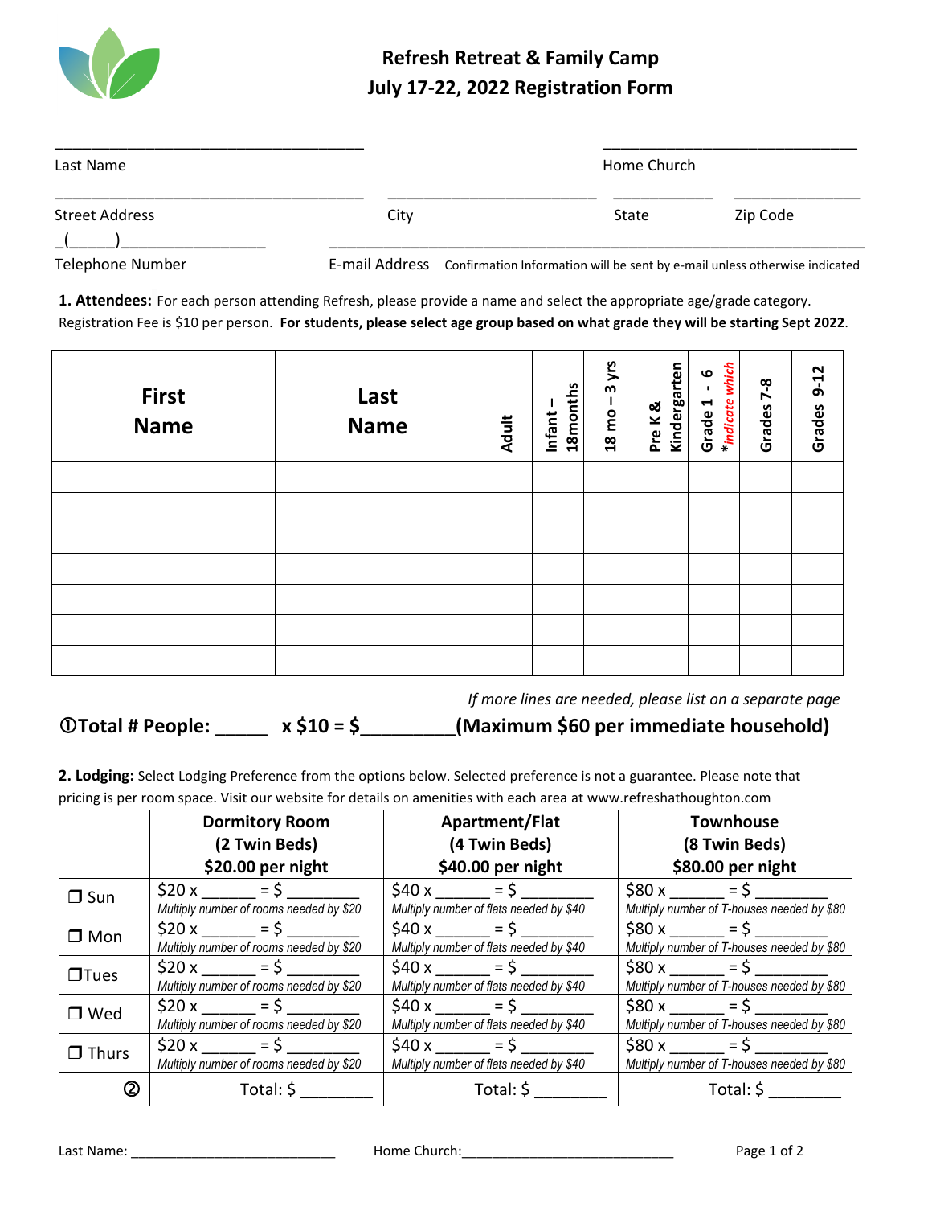# Refresh Retreat & Family Camp
## July 17-22, 2022 Registration Form

_____________________________________ Last Name

_____________________________ Home Church

_____________________________________ Street Address

________________________ City

___________ State

______________ Zip Code

_(_____)_________________ Telephone Number

_______________________________________________ E-mail Address Confirmation Information will be sent by e-mail unless otherwise indicated

**1. Attendees:** For each person attending Refresh, please provide a name and select the appropriate age/grade category. Registration Fee is $10 per person. **For students, please select age group based on what grade they will be starting Sept 2022**.

| First Name | Last Name | Adult | Infant – 18months | 18 mo – 3 yrs | Pre K & Kindergarten | Grade 1 - 6 **indicate which* | Grades 7-8 | Grades 9-12 |
|---|---|---|---|---|---|---|---|---|
| | | | | | | | | |
| | | | | | | | | |
| | | | | | | | | |
| | | | | | | | | |
| | | | | | | | | |
| | | | | | | | | |
| | | | | | | | | |

*If more lines are needed, please list on a separate page*

**①Total # People: _____ x $10 = $_________(Maximum $60 per immediate household)**

**2. Lodging:** Select Lodging Preference from the options below. Selected preference is not a guarantee. Please note that pricing is per room space. Visit our website for details on amenities with each area at www.refreshathoughton.com

| | **Dormitory Room (2 Twin Beds) $20.00 per night** | **Apartment/Flat (4 Twin Beds) $40.00 per night** | **Townhouse (8 Twin Beds) $80.00 per night** |
|---|---|---|---|
| ❒ Sun | $20 x ______ = $ ________ *Multiply number of rooms needed by $20* | $40 x ______ = $ ________ *Multiply number of flats needed by $40* | $80 x ______ = $ ________ *Multiply number of T-houses needed by $80* |
| ❒ Mon | $20 x ______ = $ ________ *Multiply number of rooms needed by $20* | $40 x ______ = $ ________ *Multiply number of flats needed by $40* | $80 x ______ = $ ________ *Multiply number of T-houses needed by $80* |
| ❒Tues | $20 x ______ = $ ________ *Multiply number of rooms needed by $20* | $40 x ______ = $ ________ *Multiply number of flats needed by $40* | $80 x ______ = $ ________ *Multiply number of T-houses needed by $80* |
| ❒ Wed | $20 x ______ = $ ________ *Multiply number of rooms needed by $20* | $40 x ______ = $ ________ *Multiply number of flats needed by $40* | $80 x ______ = $ ________ *Multiply number of T-houses needed by $80* |
| ❒ Thurs | $20 x ______ = $ ________ *Multiply number of rooms needed by $20* | $40 x ______ = $ ________ *Multiply number of flats needed by $40* | $80 x ______ = $ ________ *Multiply number of T-houses needed by $80* |
| ② | Total: $ ________ | Total: $ ________ | Total: $ ________ |

Last Name: ___________________________ Home Church:____________________________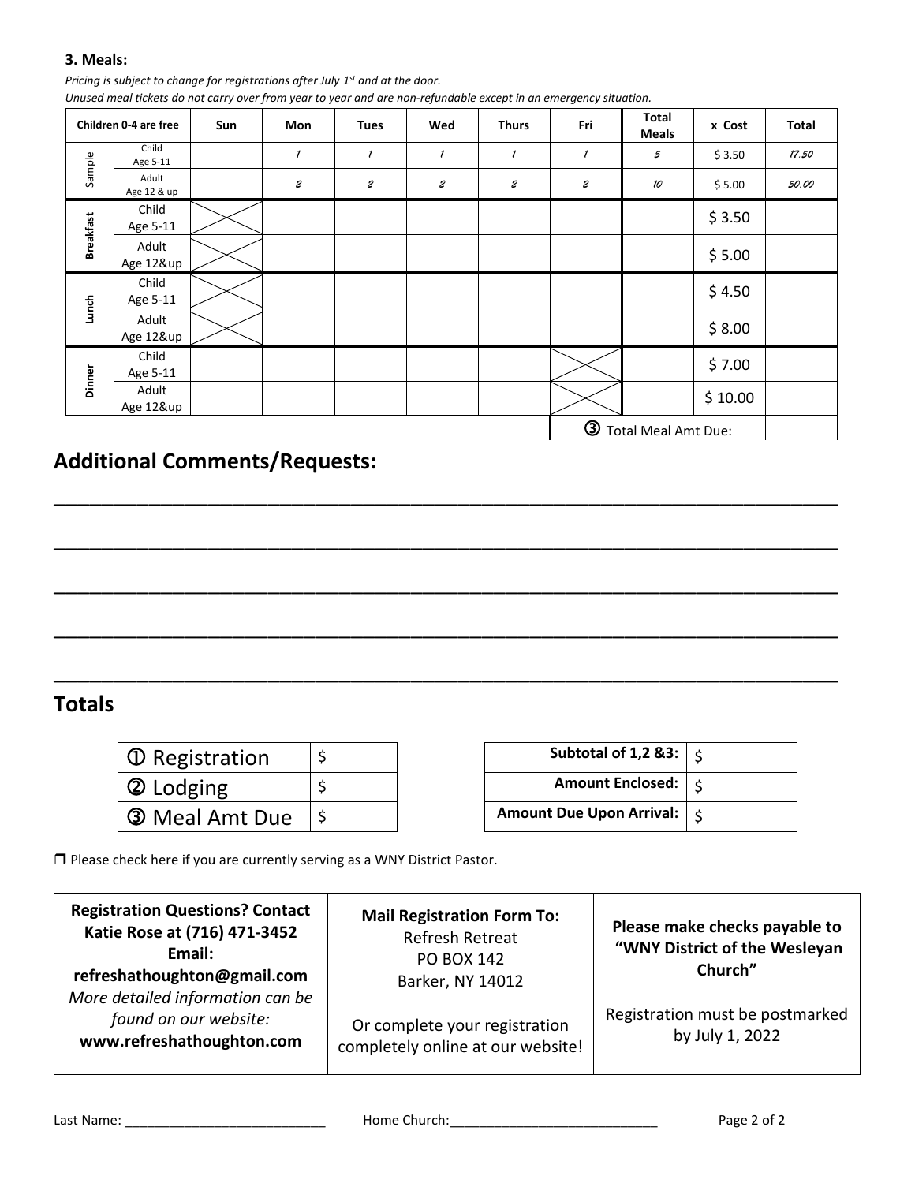**3. Meals:**

*Pricing is subject to change for registrations after July 1st and at the door.*
*Unused meal tickets do not carry over from year to year and are non-refundable except in an emergency situation.*

| Children 0-4 are free | | Sun | Mon | Tues | Wed | Thurs | Fri | Total Meals | x Cost | Total |
|---|---|---|---|---|---|---|---|---|---|---|
| Sample | Child Age 5-11 | | 1 | 1 | 1 | 1 | 1 | 5 | $ 3.50 | 17.50 |
| | Adult Age 12 & up | | 2 | 2 | 2 | 2 | 2 | 10 | $ 5.00 | 50.00 |
| Breakfast | Child Age 5-11 | X | | | | | | | $ 3.50 | |
| | Adult Age 12&up | X | | | | | | | $ 5.00 | |
| Lunch | Child Age 5-11 | X | | | | | | | $ 4.50 | |
| | Adult Age 12&up | X | | | | | | | $ 8.00 | |
| Dinner | Child Age 5-11 | | | | | | X | | $ 7.00 | |
| | Adult Age 12&up | | | | | | X | | $ 10.00 | |
| | | | | | | | | ③ Total Meal Amt Due: | | |

## Additional Comments/Requests:

_______________________________________________________________________________

_______________________________________________________________________________

_______________________________________________________________________________

_______________________________________________________________________________

_______________________________________________________________________________

## Totals

| | |
|---|---|
| ① Registration | $ |
| ② Lodging | $ |
| ③ Meal Amt Due | $ |

| | |
|---|---|
| **Subtotal of 1,2 &3:** | $ |
| **Amount Enclosed:** | $ |
| **Amount Due Upon Arrival:** | $ |

❒ Please check here if you are currently serving as a WNY District Pastor.

| | | |
|---|---|---|
| **Registration Questions? Contact Katie Rose at (716) 471-3452** **Email: refreshathoughton@gmail.com** *More detailed information can be found on our website:* **www.refreshathoughton.com** | **Mail Registration Form To:** Refresh Retreat PO BOX 142 Barker, NY 14012 Or complete your registration completely online at our website! | **Please make checks payable to "WNY District of the Wesleyan Church"** Registration must be postmarked by July 1, 2022 |

Last Name: ___________________________ Home Church:____________________________